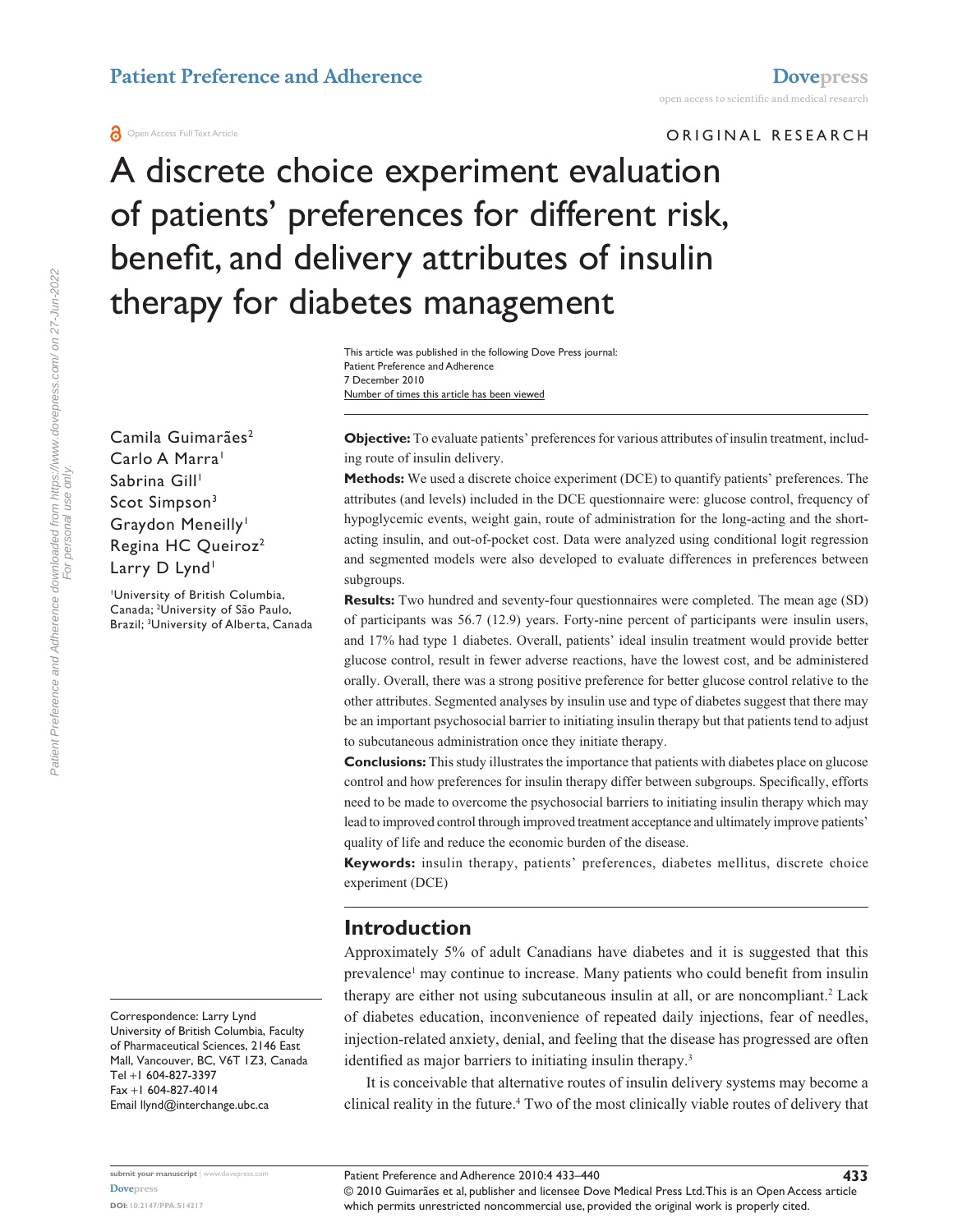Patient Preference and Adherence

Open Access Full Text Article

ORIGINAL RESEARCH

# A discrete choice experiment evaluation of patients' preferences for different risk, benefit, and delivery attributes of insulin therapy for diabetes management

This article was published in the following Dove Press journal:
Patient Preference and Adherence
7 December 2010
Number of times this article has been viewed

Camila Guimarães[2]
Carlo A Marra[1]
Sabrina Gill[1]
Scot Simpson[3]
Graydon Meneilly[1]
Regina HC Queiroz[2]
Larry D Lynd[1]

[1]University of British Columbia, Canada; [2]University of São Paulo, Brazil; [3]University of Alberta, Canada

Correspondence: Larry Lynd
University of British Columbia, Faculty of Pharmaceutical Sciences, 2146 East Mall, Vancouver, BC, V6T 1Z3, Canada
Tel +1 604-827-3397
Fax +1 604-827-4014
Email llynd@interchange.ubc.ca

**Objective:** To evaluate patients' preferences for various attributes of insulin treatment, including route of insulin delivery.

**Methods:** We used a discrete choice experiment (DCE) to quantify patients' preferences. The attributes (and levels) included in the DCE questionnaire were: glucose control, frequency of hypoglycemic events, weight gain, route of administration for the long-acting and the short-acting insulin, and out-of-pocket cost. Data were analyzed using conditional logit regression and segmented models were also developed to evaluate differences in preferences between subgroups.

**Results:** Two hundred and seventy-four questionnaires were completed. The mean age (SD) of participants was 56.7 (12.9) years. Forty-nine percent of participants were insulin users, and 17% had type 1 diabetes. Overall, patients' ideal insulin treatment would provide better glucose control, result in fewer adverse reactions, have the lowest cost, and be administered orally. Overall, there was a strong positive preference for better glucose control relative to the other attributes. Segmented analyses by insulin use and type of diabetes suggest that there may be an important psychosocial barrier to initiating insulin therapy but that patients tend to adjust to subcutaneous administration once they initiate therapy.

**Conclusions:** This study illustrates the importance that patients with diabetes place on glucose control and how preferences for insulin therapy differ between subgroups. Specifically, efforts need to be made to overcome the psychosocial barriers to initiating insulin therapy which may lead to improved control through improved treatment acceptance and ultimately improve patients' quality of life and reduce the economic burden of the disease.

**Keywords:** insulin therapy, patients' preferences, diabetes mellitus, discrete choice experiment (DCE)

## Introduction

Approximately 5% of adult Canadians have diabetes and it is suggested that this prevalence[1] may continue to increase. Many patients who could benefit from insulin therapy are either not using subcutaneous insulin at all, or are noncompliant.[2] Lack of diabetes education, inconvenience of repeated daily injections, fear of needles, injection-related anxiety, denial, and feeling that the disease has progressed are often identified as major barriers to initiating insulin therapy.[3]

It is conceivable that alternative routes of insulin delivery systems may become a clinical reality in the future.[4] Two of the most clinically viable routes of delivery that

© 2010 Guimarães et al, publisher and licensee Dove Medical Press Ltd. This is an Open Access article which permits unrestricted noncommercial use, provided the original work is properly cited.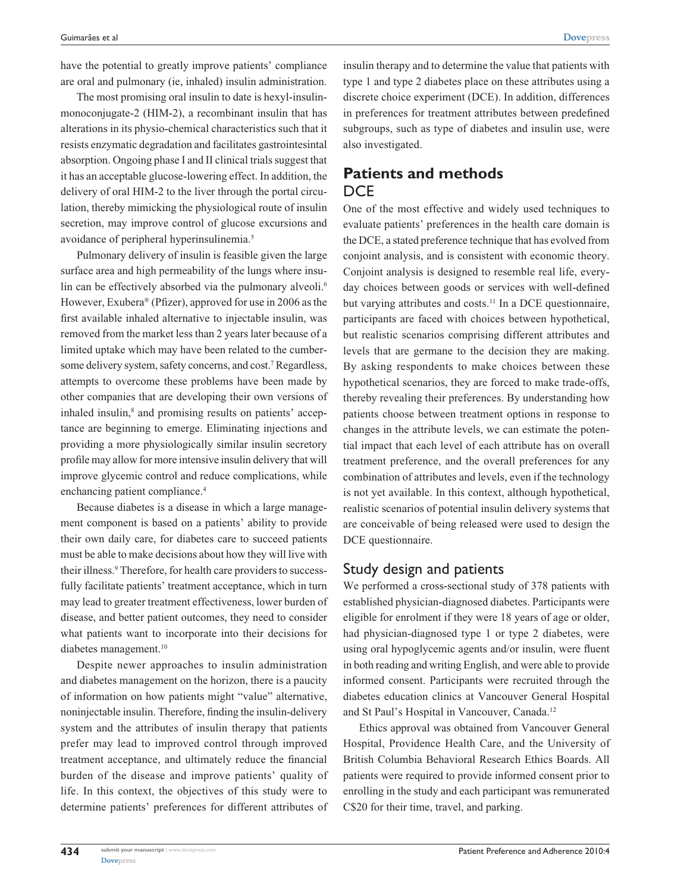have the potential to greatly improve patients' compliance are oral and pulmonary (ie, inhaled) insulin administration.

The most promising oral insulin to date is hexyl-insulin-monoconjugate-2 (HIM-2), a recombinant insulin that has alterations in its physio-chemical characteristics such that it resists enzymatic degradation and facilitates gastrointesinal absorption. Ongoing phase I and II clinical trials suggest that it has an acceptable glucose-lowering effect. In addition, the delivery of oral HIM-2 to the liver through the portal circulation, thereby mimicking the physiological route of insulin secretion, may improve control of glucose excursions and avoidance of peripheral hyperinsulinemia.[5]

Pulmonary delivery of insulin is feasible given the large surface area and high permeability of the lungs where insulin can be effectively absorbed via the pulmonary alveoli.[6] However, Exubera® (Pfizer), approved for use in 2006 as the first available inhaled alternative to injectable insulin, was removed from the market less than 2 years later because of a limited uptake which may have been related to the cumbersome delivery system, safety concerns, and cost.[7] Regardless, attempts to overcome these problems have been made by other companies that are developing their own versions of inhaled insulin,[8] and promising results on patients' acceptance are beginning to emerge. Eliminating injections and providing a more physiologically similar insulin secretory profile may allow for more intensive insulin delivery that will improve glycemic control and reduce complications, while enchancing patient compliance.[4]

Because diabetes is a disease in which a large management component is based on a patients' ability to provide their own daily care, for diabetes care to succeed patients must be able to make decisions about how they will live with their illness.[9] Therefore, for health care providers to successfully facilitate patients' treatment acceptance, which in turn may lead to greater treatment effectiveness, lower burden of disease, and better patient outcomes, they need to consider what patients want to incorporate into their decisions for diabetes management.[10]

Despite newer approaches to insulin administration and diabetes management on the horizon, there is a paucity of information on how patients might "value" alternative, noninjectable insulin. Therefore, finding the insulin-delivery system and the attributes of insulin therapy that patients prefer may lead to improved control through improved treatment acceptance, and ultimately reduce the financial burden of the disease and improve patients' quality of life. In this context, the objectives of this study were to determine patients' preferences for different attributes of insulin therapy and to determine the value that patients with type 1 and type 2 diabetes place on these attributes using a discrete choice experiment (DCE). In addition, differences in preferences for treatment attributes between predefined subgroups, such as type of diabetes and insulin use, were also investigated.

## Patients and methods

### DCE

One of the most effective and widely used techniques to evaluate patients' preferences in the health care domain is the DCE, a stated preference technique that has evolved from conjoint analysis, and is consistent with economic theory. Conjoint analysis is designed to resemble real life, everyday choices between goods or services with well-defined but varying attributes and costs.[11] In a DCE questionnaire, participants are faced with choices between hypothetical, but realistic scenarios comprising different attributes and levels that are germane to the decision they are making. By asking respondents to make choices between these hypothetical scenarios, they are forced to make trade-offs, thereby revealing their preferences. By understanding how patients choose between treatment options in response to changes in the attribute levels, we can estimate the potential impact that each level of each attribute has on overall treatment preference, and the overall preferences for any combination of attributes and levels, even if the technology is not yet available. In this context, although hypothetical, realistic scenarios of potential insulin delivery systems that are conceivable of being released were used to design the DCE questionnaire.

### Study design and patients

We performed a cross-sectional study of 378 patients with established physician-diagnosed diabetes. Participants were eligible for enrolment if they were 18 years of age or older, had physician-diagnosed type 1 or type 2 diabetes, were using oral hypoglycemic agents and/or insulin, were fluent in both reading and writing English, and were able to provide informed consent. Participants were recruited through the diabetes education clinics at Vancouver General Hospital and St Paul's Hospital in Vancouver, Canada.[12]

Ethics approval was obtained from Vancouver General Hospital, Providence Health Care, and the University of British Columbia Behavioral Research Ethics Boards. All patients were required to provide informed consent prior to enrolling in the study and each participant was remunerated C$20 for their time, travel, and parking.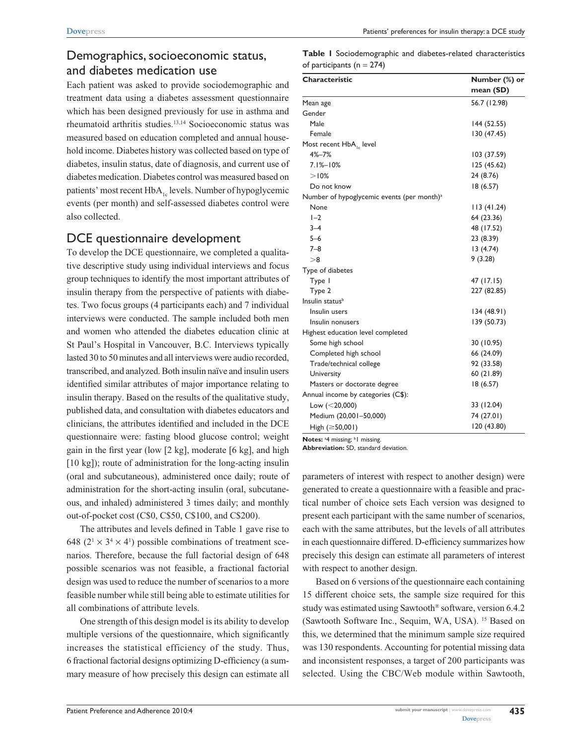## Demographics, socioeconomic status, and diabetes medication use

Each patient was asked to provide sociodemographic and treatment data using a diabetes assessment questionnaire which has been designed previously for use in asthma and rheumatoid arthritis studies.[13,14] Socioeconomic status was measured based on education completed and annual household income. Diabetes history was collected based on type of diabetes, insulin status, date of diagnosis, and current use of diabetes medication. Diabetes control was measured based on patients' most recent $HbA_{1c}$ levels. Number of hypoglycemic events (per month) and self-assessed diabetes control were also collected.

## DCE questionnaire development

To develop the DCE questionnaire, we completed a qualitative descriptive study using individual interviews and focus group techniques to identify the most important attributes of insulin therapy from the perspective of patients with diabetes. Two focus groups (4 participants each) and 7 individual interviews were conducted. The sample included both men and women who attended the diabetes education clinic at St Paul's Hospital in Vancouver, B.C. Interviews typically lasted 30 to 50 minutes and all interviews were audio recorded, transcribed, and analyzed. Both insulin naïve and insulin users identified similar attributes of major importance relating to insulin therapy. Based on the results of the qualitative study, published data, and consultation with diabetes educators and clinicians, the attributes identified and included in the DCE questionnaire were: fasting blood glucose control; weight gain in the first year (low [2 kg], moderate [6 kg], and high [10 kg]); route of administration for the long-acting insulin (oral and subcutaneous), administered once daily; route of administration for the short-acting insulin (oral, subcutaneous, and inhaled) administered 3 times daily; and monthly out-of-pocket cost (C$0, C$50, C$100, and C$200).

The attributes and levels defined in Table 1 gave rise to 648 ($2^1 \times 3^4 \times 4^1$) possible combinations of treatment scenarios. Therefore, because the full factorial design of 648 possible scenarios was not feasible, a fractional factorial design was used to reduce the number of scenarios to a more feasible number while still being able to estimate utilities for all combinations of attribute levels.

One strength of this design model is its ability to develop multiple versions of the questionnaire, which significantly increases the statistical efficiency of the study. Thus, 6 fractional factorial designs optimizing D-efficiency (a summary measure of how precisely this design can estimate all parameters of interest with respect to another design) were generated to create a questionnaire with a feasible and practical number of choice sets Each version was designed to present each participant with the same number of scenarios, each with the same attributes, but the levels of all attributes in each questionnaire differed. D-efficiency summarizes how precisely this design can estimate all parameters of interest with respect to another design.

Based on 6 versions of the questionnaire each containing 15 different choice sets, the sample size required for this study was estimated using Sawtooth® software, version 6.4.2 (Sawtooth Software Inc., Sequim, WA, USA).[15] Based on this, we determined that the minimum sample size required was 130 respondents. Accounting for potential missing data and inconsistent responses, a target of 200 participants was selected. Using the CBC/Web module within Sawtooth,

**Table 1** Sociodemographic and diabetes-related characteristics of participants (n = 274)

| Characteristic | Number (%) or mean (SD) |
|---|---|
| Mean age | 56.7 (12.98) |
| Gender | |
| Male | 144 (52.55) |
| Female | 130 (47.45) |
| Most recent $HbA_{1c}$ level | |
| 4%–7% | 103 (37.59) |
| 7.1%–10% | 125 (45.62) |
| >10% | 24 (8.76) |
| Do not know | 18 (6.57) |
| Number of hypoglycemic events (per month)[a] | |
| None | 113 (41.24) |
| 1–2 | 64 (23.36) |
| 3–4 | 48 (17.52) |
| 5–6 | 23 (8.39) |
| 7–8 | 13 (4.74) |
| >8 | 9 (3.28) |
| Type of diabetes | |
| Type 1 | 47 (17.15) |
| Type 2 | 227 (82.85) |
| Insulin status[b] | |
| Insulin users | 134 (48.91) |
| Insulin nonusers | 139 (50.73) |
| Highest education level completed | |
| Some high school | 30 (10.95) |
| Completed high school | 66 (24.09) |
| Trade/technical college | 92 (33.58) |
| University | 60 (21.89) |
| Masters or doctorate degree | 18 (6.57) |
| Annual income by categories (C$): | |
| Low (<20,000) | 33 (12.04) |
| Medium (20,001–50,000) | 74 (27.01) |
| High (≥50,001) | 120 (43.80) |

**Notes:** [a]4 missing; [b]1 missing.
**Abbreviation:** SD, standard deviation.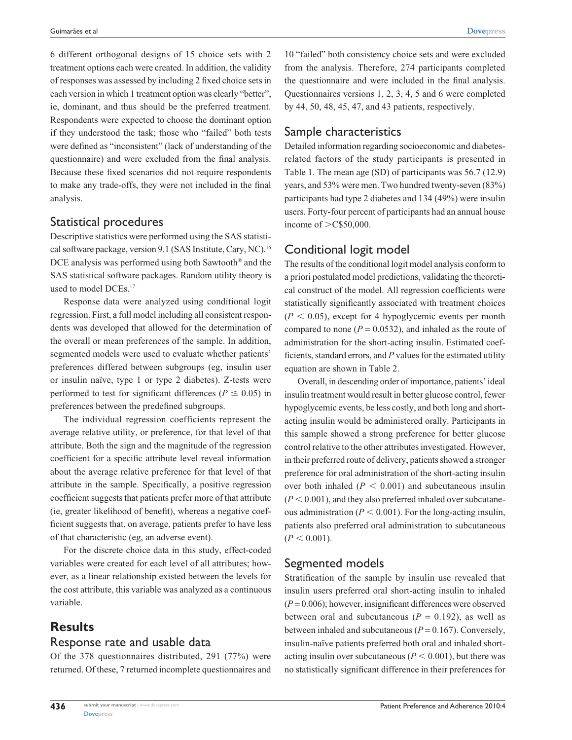6 different orthogonal designs of 15 choice sets with 2 treatment options each were created. In addition, the validity of responses was assessed by including 2 fixed choice sets in each version in which 1 treatment option was clearly "better", ie, dominant, and thus should be the preferred treatment. Respondents were expected to choose the dominant option if they understood the task; those who "failed" both tests were defined as "inconsistent" (lack of understanding of the questionnaire) and were excluded from the final analysis. Because these fixed scenarios did not require respondents to make any trade-offs, they were not included in the final analysis.

## Statistical procedures

Descriptive statistics were performed using the SAS statistical software package, version 9.1 (SAS Institute, Cary, NC).[16] DCE analysis was performed using both Sawtooth® and the SAS statistical software packages. Random utility theory is used to model DCEs.[17]

Response data were analyzed using conditional logit regression. First, a full model including all consistent respondents was developed that allowed for the determination of the overall or mean preferences of the sample. In addition, segmented models were used to evaluate whether patients' preferences differed between subgroups (eg, insulin user or insulin naïve, type 1 or type 2 diabetes). Z-tests were performed to test for significant differences ($P \leq 0.05$) in preferences between the predefined subgroups.

The individual regression coefficients represent the average relative utility, or preference, for that level of that attribute. Both the sign and the magnitude of the regression coefficient for a specific attribute level reveal information about the average relative preference for that level of that attribute in the sample. Specifically, a positive regression coefficient suggests that patients prefer more of that attribute (ie, greater likelihood of benefit), whereas a negative coefficient suggests that, on average, patients prefer to have less of that characteristic (eg, an adverse event).

For the discrete choice data in this study, effect-coded variables were created for each level of all attributes; however, as a linear relationship existed between the levels for the cost attribute, this variable was analyzed as a continuous variable.

# Results

## Response rate and usable data

Of the 378 questionnaires distributed, 291 (77%) were returned. Of these, 7 returned incomplete questionnaires and 10 "failed" both consistency choice sets and were excluded from the analysis. Therefore, 274 participants completed the questionnaire and were included in the final analysis. Questionnaires versions 1, 2, 3, 4, 5 and 6 were completed by 44, 50, 48, 45, 47, and 43 patients, respectively.

## Sample characteristics

Detailed information regarding socioeconomic and diabetes-related factors of the study participants is presented in Table 1. The mean age (SD) of participants was 56.7 (12.9) years, and 53% were men. Two hundred twenty-seven (83%) participants had type 2 diabetes and 134 (49%) were insulin users. Forty-four percent of participants had an annual household income of >C$50,000.

## Conditional logit model

The results of the conditional logit model analysis conform to a priori postulated model predictions, validating the theoretical construct of the model. All regression coefficients were statistically significantly associated with treatment choices ($P < 0.05$), except for 4 hypoglycemic events per month compared to none ($P = 0.0532$), and inhaled as the route of administration for the short-acting insulin. Estimated coefficients, standard errors, and $P$ values for the estimated utility equation are shown in Table 2.

Overall, in descending order of importance, patients' ideal insulin treatment would result in better glucose control, fewer hypoglycemic events, be less costly, and both long and short-acting insulin would be administered orally. Participants in this sample showed a strong preference for better glucose control relative to the other attributes investigated. However, in their preferred route of delivery, patients showed a stronger preference for oral administration of the short-acting insulin over both inhaled ($P < 0.001$) and subcutaneous insulin ($P < 0.001$), and they also preferred inhaled over subcutaneous administration ($P < 0.001$). For the long-acting insulin, patients also preferred oral administration to subcutaneous ($P < 0.001$).

## Segmented models

Stratification of the sample by insulin use revealed that insulin users preferred oral short-acting insulin to inhaled ($P = 0.006$); however, insignificant differences were observed between oral and subcutaneous ($P = 0.192$), as well as between inhaled and subcutaneous ($P = 0.167$). Conversely, insulin-naïve patients preferred both oral and inhaled short-acting insulin over subcutaneous ($P < 0.001$), but there was no statistically significant difference in their preferences for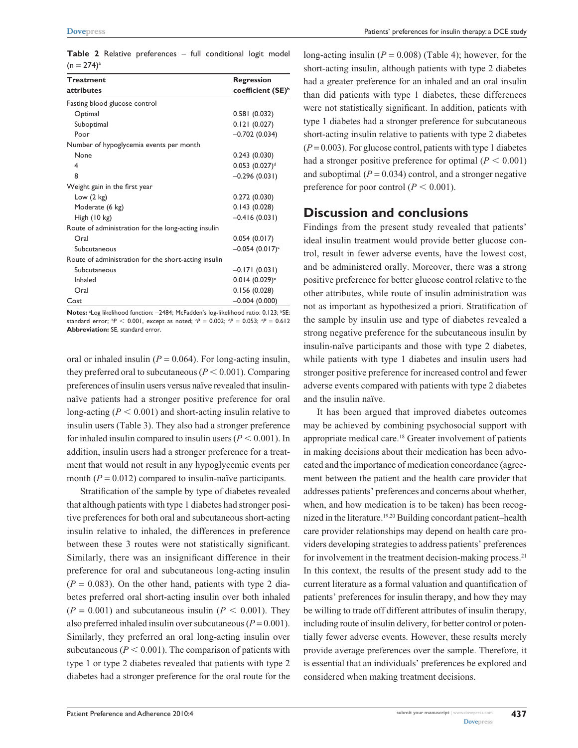**Table 2** Relative preferences – full conditional logit model (n = 274)[a]

| Treatment attributes | Regression coefficient (SE)[b] |
|---|---|
| Fasting blood glucose control | |
| Optimal | 0.581 (0.032) |
| Suboptimal | 0.121 (0.027) |
| Poor | –0.702 (0.034) |
| Number of hypoglycemia events per month | |
| None | 0.243 (0.030) |
| 4 | 0.053 (0.027)[d] |
| 8 | –0.296 (0.031) |
| Weight gain in the first year | |
| Low (2 kg) | 0.272 (0.030) |
| Moderate (6 kg) | 0.143 (0.028) |
| High (10 kg) | –0.416 (0.031) |
| Route of administration for the long-acting insulin | |
| Oral | 0.054 (0.017) |
| Subcutaneous | –0.054 (0.017)[c] |
| Route of administration for the short-acting insulin | |
| Subcutaneous | –0.171 (0.031) |
| Inhaled | 0.014 (0.029)[e] |
| Oral | 0.156 (0.028) |
| Cost | –0.004 (0.000) |

**Notes:** [a]Log likelihood function: –2484; McFadden's log-likelihood ratio: 0.123; [b]SE: standard error; [b]$P < 0.001$, except as noted; [c]$P = 0.002$; [d]$P = 0.053$; [e]$P = 0.612$
**Abbreviation:** SE, standard error.

oral or inhaled insulin ($P = 0.064$). For long-acting insulin, they preferred oral to subcutaneous ($P < 0.001$). Comparing preferences of insulin users versus naïve revealed that insulin-naïve patients had a stronger positive preference for oral long-acting ($P < 0.001$) and short-acting insulin relative to insulin users (Table 3). They also had a stronger preference for inhaled insulin compared to insulin users ($P < 0.001$). In addition, insulin users had a stronger preference for a treatment that would not result in any hypoglycemic events per month ($P = 0.012$) compared to insulin-naïve participants.

Stratification of the sample by type of diabetes revealed that although patients with type 1 diabetes had stronger positive preferences for both oral and subcutaneous short-acting insulin relative to inhaled, the differences in preference between these 3 routes were not statistically significant. Similarly, there was an insignificant difference in their preference for oral and subcutaneous long-acting insulin ($P = 0.083$). On the other hand, patients with type 2 diabetes preferred oral short-acting insulin over both inhaled ($P = 0.001$) and subcutaneous insulin ($P < 0.001$). They also preferred inhaled insulin over subcutaneous ($P = 0.001$). Similarly, they preferred an oral long-acting insulin over subcutaneous ($P < 0.001$). The comparison of patients with type 1 or type 2 diabetes revealed that patients with type 2 diabetes had a stronger preference for the oral route for the long-acting insulin ($P = 0.008$) (Table 4); however, for the short-acting insulin, although patients with type 2 diabetes had a greater preference for an inhaled and an oral insulin than did patients with type 1 diabetes, these differences were not statistically significant. In addition, patients with type 1 diabetes had a stronger preference for subcutaneous short-acting insulin relative to patients with type 2 diabetes ($P = 0.003$). For glucose control, patients with type 1 diabetes had a stronger positive preference for optimal ($P < 0.001$) and suboptimal ($P = 0.034$) control, and a stronger negative preference for poor control ($P < 0.001$).

## Discussion and conclusions

Findings from the present study revealed that patients' ideal insulin treatment would provide better glucose control, result in fewer adverse events, have the lowest cost, and be administered orally. Moreover, there was a strong positive preference for better glucose control relative to the other attributes, while route of insulin administration was not as important as hypothesized a priori. Stratification of the sample by insulin use and type of diabetes revealed a strong negative preference for the subcutaneous insulin by insulin-naïve participants and those with type 2 diabetes, while patients with type 1 diabetes and insulin users had stronger positive preference for increased control and fewer adverse events compared with patients with type 2 diabetes and the insulin naïve.

It has been argued that improved diabetes outcomes may be achieved by combining psychosocial support with appropriate medical care.[18] Greater involvement of patients in making decisions about their medication has been advocated and the importance of medication concordance (agreement between the patient and the health care provider that addresses patients' preferences and concerns about whether, when, and how medication is to be taken) has been recognized in the literature.[19,20] Building concordant patient–health care provider relationships may depend on health care providers developing strategies to address patients' preferences for involvement in the treatment decision-making process.[21] In this context, the results of the present study add to the current literature as a formal valuation and quantification of patients' preferences for insulin therapy, and how they may be willing to trade off different attributes of insulin therapy, including route of insulin delivery, for better control or potentially fewer adverse events. However, these results merely provide average preferences over the sample. Therefore, it is essential that an individuals' preferences be explored and considered when making treatment decisions.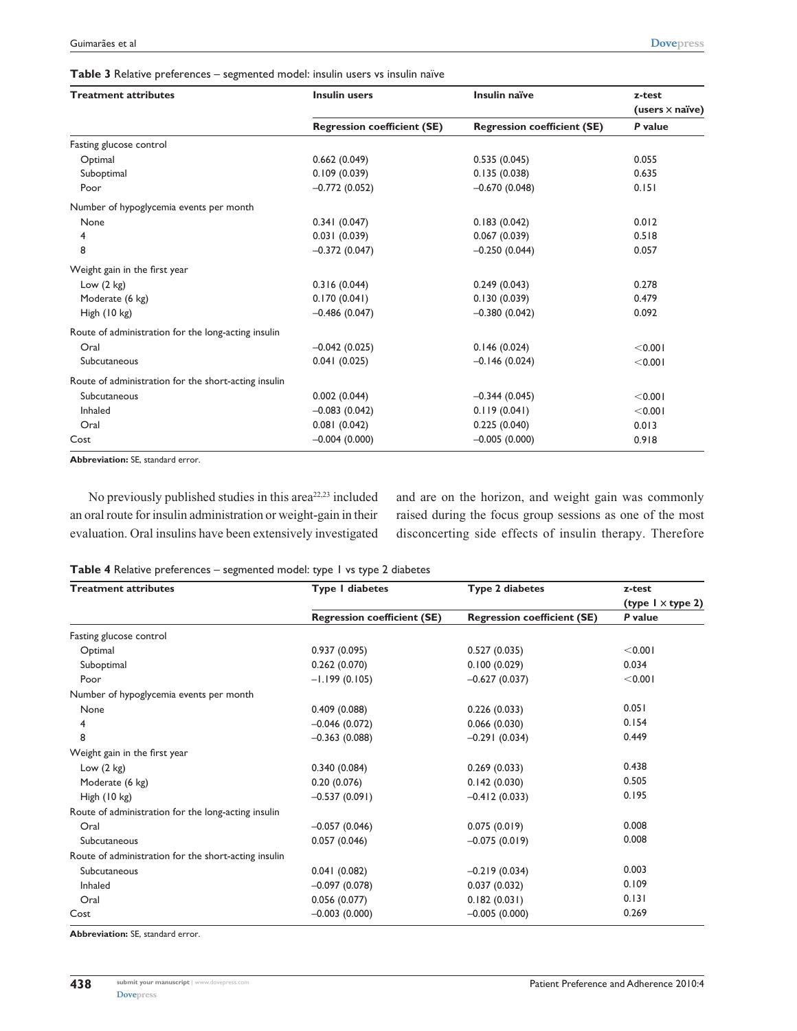**Table 3** Relative preferences – segmented model: insulin users vs insulin naïve

| Treatment attributes | Insulin users | Insulin naïve | z-test (users × naïve) |
|---|---|---|---|
| | Regression coefficient (SE) | Regression coefficient (SE) | *P* value |
| Fasting glucose control | | | |
| Optimal | 0.662 (0.049) | 0.535 (0.045) | 0.055 |
| Suboptimal | 0.109 (0.039) | 0.135 (0.038) | 0.635 |
| Poor | –0.772 (0.052) | –0.670 (0.048) | 0.151 |
| Number of hypoglycemia events per month | | | |
| None | 0.341 (0.047) | 0.183 (0.042) | 0.012 |
| 4 | 0.031 (0.039) | 0.067 (0.039) | 0.518 |
| 8 | –0.372 (0.047) | –0.250 (0.044) | 0.057 |
| Weight gain in the first year | | | |
| Low (2 kg) | 0.316 (0.044) | 0.249 (0.043) | 0.278 |
| Moderate (6 kg) | 0.170 (0.041) | 0.130 (0.039) | 0.479 |
| High (10 kg) | –0.486 (0.047) | –0.380 (0.042) | 0.092 |
| Route of administration for the long-acting insulin | | | |
| Oral | –0.042 (0.025) | 0.146 (0.024) | <0.001 |
| Subcutaneous | 0.041 (0.025) | –0.146 (0.024) | <0.001 |
| Route of administration for the short-acting insulin | | | |
| Subcutaneous | 0.002 (0.044) | –0.344 (0.045) | <0.001 |
| Inhaled | –0.083 (0.042) | 0.119 (0.041) | <0.001 |
| Oral | 0.081 (0.042) | 0.225 (0.040) | 0.013 |
| Cost | –0.004 (0.000) | –0.005 (0.000) | 0.918 |

**Abbreviation:** SE, standard error.

No previously published studies in this area[22,23] included an oral route for insulin administration or weight-gain in their evaluation. Oral insulins have been extensively investigated and are on the horizon, and weight gain was commonly raised during the focus group sessions as one of the most disconcerting side effects of insulin therapy. Therefore

**Table 4** Relative preferences – segmented model: type 1 vs type 2 diabetes

| Treatment attributes | Type 1 diabetes | Type 2 diabetes | z-test (type 1 × type 2) |
|---|---|---|---|
| | Regression coefficient (SE) | Regression coefficient (SE) | *P* value |
| Fasting glucose control | | | |
| Optimal | 0.937 (0.095) | 0.527 (0.035) | <0.001 |
| Suboptimal | 0.262 (0.070) | 0.100 (0.029) | 0.034 |
| Poor | –1.199 (0.105) | –0.627 (0.037) | <0.001 |
| Number of hypoglycemia events per month | | | |
| None | 0.409 (0.088) | 0.226 (0.033) | 0.051 |
| 4 | –0.046 (0.072) | 0.066 (0.030) | 0.154 |
| 8 | –0.363 (0.088) | –0.291 (0.034) | 0.449 |
| Weight gain in the first year | | | |
| Low (2 kg) | 0.340 (0.084) | 0.269 (0.033) | 0.438 |
| Moderate (6 kg) | 0.20 (0.076) | 0.142 (0.030) | 0.505 |
| High (10 kg) | –0.537 (0.091) | –0.412 (0.033) | 0.195 |
| Route of administration for the long-acting insulin | | | |
| Oral | –0.057 (0.046) | 0.075 (0.019) | 0.008 |
| Subcutaneous | 0.057 (0.046) | –0.075 (0.019) | 0.008 |
| Route of administration for the short-acting insulin | | | |
| Subcutaneous | 0.041 (0.082) | –0.219 (0.034) | 0.003 |
| Inhaled | –0.097 (0.078) | 0.037 (0.032) | 0.109 |
| Oral | 0.056 (0.077) | 0.182 (0.031) | 0.131 |
| Cost | –0.003 (0.000) | –0.005 (0.000) | 0.269 |

**Abbreviation:** SE, standard error.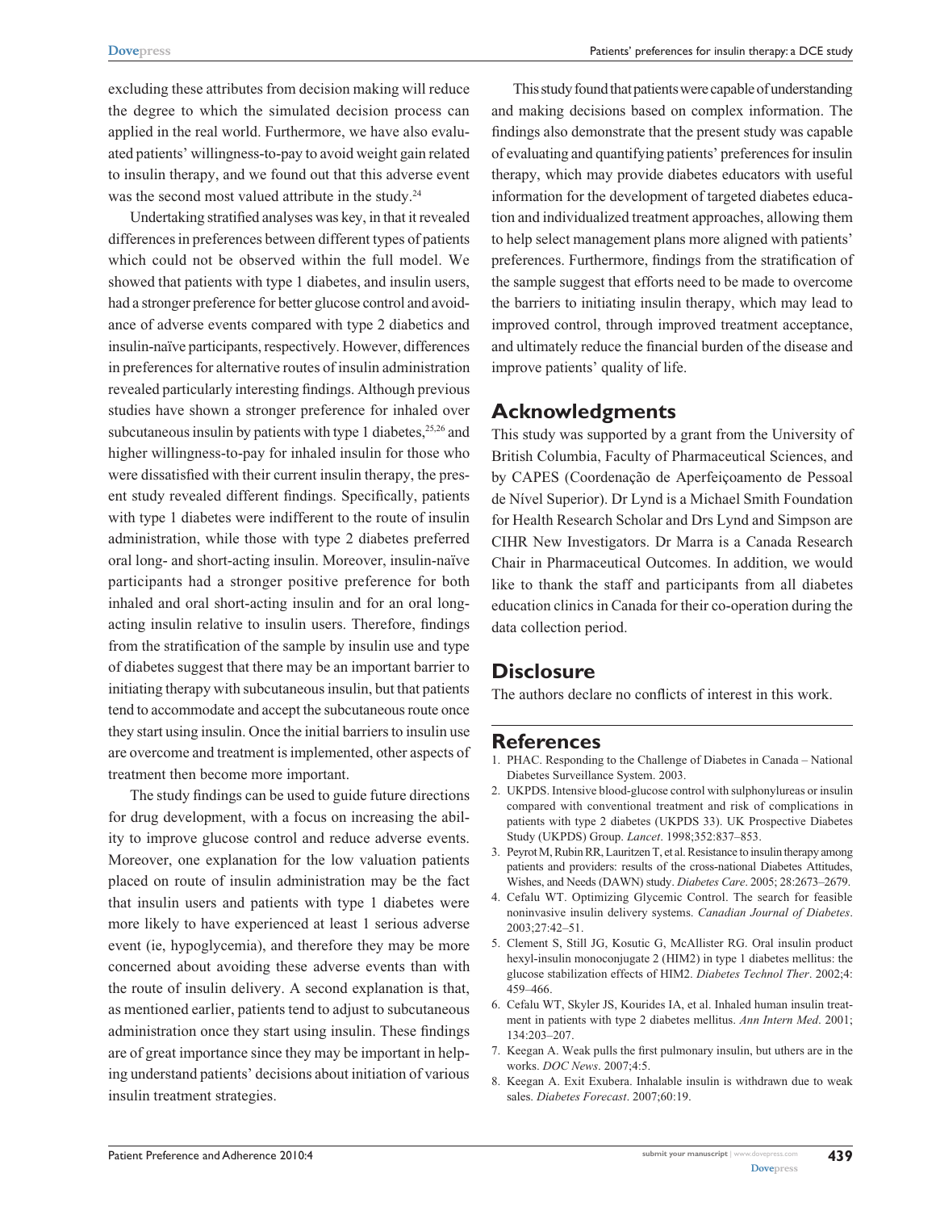excluding these attributes from decision making will reduce the degree to which the simulated decision process can applied in the real world. Furthermore, we have also evaluated patients' willingness-to-pay to avoid weight gain related to insulin therapy, and we found out that this adverse event was the second most valued attribute in the study.[24]

Undertaking stratified analyses was key, in that it revealed differences in preferences between different types of patients which could not be observed within the full model. We showed that patients with type 1 diabetes, and insulin users, had a stronger preference for better glucose control and avoidance of adverse events compared with type 2 diabetics and insulin-naïve participants, respectively. However, differences in preferences for alternative routes of insulin administration revealed particularly interesting findings. Although previous studies have shown a stronger preference for inhaled over subcutaneous insulin by patients with type 1 diabetes,[25,26] and higher willingness-to-pay for inhaled insulin for those who were dissatisfied with their current insulin therapy, the present study revealed different findings. Specifically, patients with type 1 diabetes were indifferent to the route of insulin administration, while those with type 2 diabetes preferred oral long- and short-acting insulin. Moreover, insulin-naïve participants had a stronger positive preference for both inhaled and oral short-acting insulin and for an oral long-acting insulin relative to insulin users. Therefore, findings from the stratification of the sample by insulin use and type of diabetes suggest that there may be an important barrier to initiating therapy with subcutaneous insulin, but that patients tend to accommodate and accept the subcutaneous route once they start using insulin. Once the initial barriers to insulin use are overcome and treatment is implemented, other aspects of treatment then become more important.

The study findings can be used to guide future directions for drug development, with a focus on increasing the ability to improve glucose control and reduce adverse events. Moreover, one explanation for the low valuation patients placed on route of insulin administration may be the fact that insulin users and patients with type 1 diabetes were more likely to have experienced at least 1 serious adverse event (ie, hypoglycemia), and therefore they may be more concerned about avoiding these adverse events than with the route of insulin delivery. A second explanation is that, as mentioned earlier, patients tend to adjust to subcutaneous administration once they start using insulin. These findings are of great importance since they may be important in helping understand patients' decisions about initiation of various insulin treatment strategies.

This study found that patients were capable of understanding and making decisions based on complex information. The findings also demonstrate that the present study was capable of evaluating and quantifying patients' preferences for insulin therapy, which may provide diabetes educators with useful information for the development of targeted diabetes education and individualized treatment approaches, allowing them to help select management plans more aligned with patients' preferences. Furthermore, findings from the stratification of the sample suggest that efforts need to be made to overcome the barriers to initiating insulin therapy, which may lead to improved control, through improved treatment acceptance, and ultimately reduce the financial burden of the disease and improve patients' quality of life.

## Acknowledgments

This study was supported by a grant from the University of British Columbia, Faculty of Pharmaceutical Sciences, and by CAPES (Coordenação de Aperfeiçoamento de Pessoal de Nível Superior). Dr Lynd is a Michael Smith Foundation for Health Research Scholar and Drs Lynd and Simpson are CIHR New Investigators. Dr Marra is a Canada Research Chair in Pharmaceutical Outcomes. In addition, we would like to thank the staff and participants from all diabetes education clinics in Canada for their co-operation during the data collection period.

## Disclosure

The authors declare no conflicts of interest in this work.

## References

1. PHAC. Responding to the Challenge of Diabetes in Canada – National Diabetes Surveillance System. 2003.
2. UKPDS. Intensive blood-glucose control with sulphonylureas or insulin compared with conventional treatment and risk of complications in patients with type 2 diabetes (UKPDS 33). UK Prospective Diabetes Study (UKPDS) Group. *Lancet*. 1998;352:837–853.
3. Peyrot M, Rubin RR, Lauritzen T, et al. Resistance to insulin therapy among patients and providers: results of the cross-national Diabetes Attitudes, Wishes, and Needs (DAWN) study. *Diabetes Care*. 2005; 28:2673–2679.
4. Cefalu WT. Optimizing Glycemic Control. The search for feasible noninvasive insulin delivery systems. *Canadian Journal of Diabetes*. 2003;27:42–51.
5. Clement S, Still JG, Kosutic G, McAllister RG. Oral insulin product hexyl-insulin monoconjugate 2 (HIM2) in type 1 diabetes mellitus: the glucose stabilization effects of HIM2. *Diabetes Technol Ther*. 2002;4: 459–466.
6. Cefalu WT, Skyler JS, Kourides IA, et al. Inhaled human insulin treatment in patients with type 2 diabetes mellitus. *Ann Intern Med*. 2001; 134:203–207.
7. Keegan A. Weak pulls the first pulmonary insulin, but uthers are in the works. *DOC News*. 2007;4:5.
8. Keegan A. Exit Exubera. Inhalable insulin is withdrawn due to weak sales. *Diabetes Forecast*. 2007;60:19.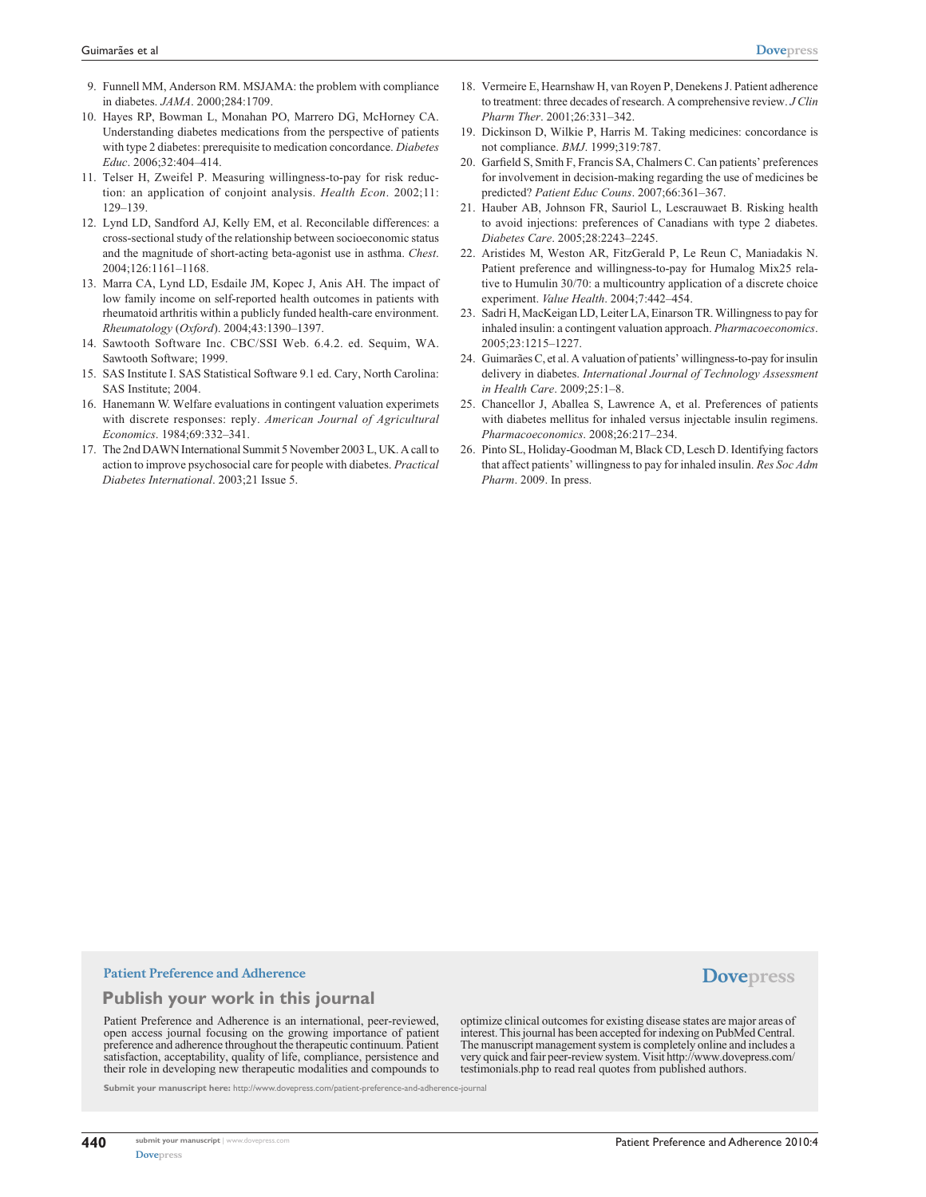9. Funnell MM, Anderson RM. MSJAMA: the problem with compliance in diabetes. *JAMA*. 2000;284:1709.
10. Hayes RP, Bowman L, Monahan PO, Marrero DG, McHorney CA. Understanding diabetes medications from the perspective of patients with type 2 diabetes: prerequisite to medication concordance. *Diabetes Educ*. 2006;32:404–414.
11. Telser H, Zweifel P. Measuring willingness-to-pay for risk reduction: an application of conjoint analysis. *Health Econ*. 2002;11:129–139.
12. Lynd LD, Sandford AJ, Kelly EM, et al. Reconcilable differences: a cross-sectional study of the relationship between socioeconomic status and the magnitude of short-acting beta-agonist use in asthma. *Chest*. 2004;126:1161–1168.
13. Marra CA, Lynd LD, Esdaile JM, Kopec J, Anis AH. The impact of low family income on self-reported health outcomes in patients with rheumatoid arthritis within a publicly funded health-care environment. *Rheumatology* (*Oxford*). 2004;43:1390–1397.
14. Sawtooth Software Inc. CBC/SSI Web. 6.4.2. ed. Sequim, WA. Sawtooth Software; 1999.
15. SAS Institute I. SAS Statistical Software 9.1 ed. Cary, North Carolina: SAS Institute; 2004.
16. Hanemann W. Welfare evaluations in contingent valuation experimets with discrete responses: reply. *American Journal of Agricultural Economics*. 1984;69:332–341.
17. The 2nd DAWN International Summit 5 November 2003 L, UK. A call to action to improve psychosocial care for people with diabetes. *Practical Diabetes International*. 2003;21 Issue 5.
18. Vermeire E, Hearnshaw H, van Royen P, Denekens J. Patient adherence to treatment: three decades of research. A comprehensive review. *J Clin Pharm Ther*. 2001;26:331–342.
19. Dickinson D, Wilkie P, Harris M. Taking medicines: concordance is not compliance. *BMJ*. 1999;319:787.
20. Garfield S, Smith F, Francis SA, Chalmers C. Can patients' preferences for involvement in decision-making regarding the use of medicines be predicted? *Patient Educ Couns*. 2007;66:361–367.
21. Hauber AB, Johnson FR, Sauriol L, Lescrauwaet B. Risking health to avoid injections: preferences of Canadians with type 2 diabetes. *Diabetes Care*. 2005;28:2243–2245.
22. Aristides M, Weston AR, FitzGerald P, Le Reun C, Maniadakis N. Patient preference and willingness-to-pay for Humalog Mix25 relative to Humulin 30/70: a multicountry application of a discrete choice experiment. *Value Health*. 2004;7:442–454.
23. Sadri H, MacKeigan LD, Leiter LA, Einarson TR. Willingness to pay for inhaled insulin: a contingent valuation approach. *Pharmacoeconomics*. 2005;23:1215–1227.
24. Guimarães C, et al. A valuation of patients' willingness-to-pay for insulin delivery in diabetes. *International Journal of Technology Assessment in Health Care*. 2009;25:1–8.
25. Chancellor J, Aballea S, Lawrence A, et al. Preferences of patients with diabetes mellitus for inhaled versus injectable insulin regimens. *Pharmacoeconomics*. 2008;26:217–234.
26. Pinto SL, Holiday-Goodman M, Black CD, Lesch D. Identifying factors that affect patients' willingness to pay for inhaled insulin. *Res Soc Adm Pharm*. 2009. In press.

**Patient Preference and Adherence**

## Publish your work in this journal

Patient Preference and Adherence is an international, peer-reviewed, open access journal focusing on the growing importance of patient preference and adherence throughout the therapeutic continuum. Patient satisfaction, acceptability, quality of life, compliance, persistence and their role in developing new therapeutic modalities and compounds to optimize clinical outcomes for existing disease states are major areas of interest. This journal has been accepted for indexing on PubMed Central. The manuscript management system is completely online and includes a very quick and fair peer-review system. Visit http://www.dovepress.com/testimonials.php to read real quotes from published authors.

**Submit your manuscript here:** http://www.dovepress.com/patient-preference-and-adherence-journal